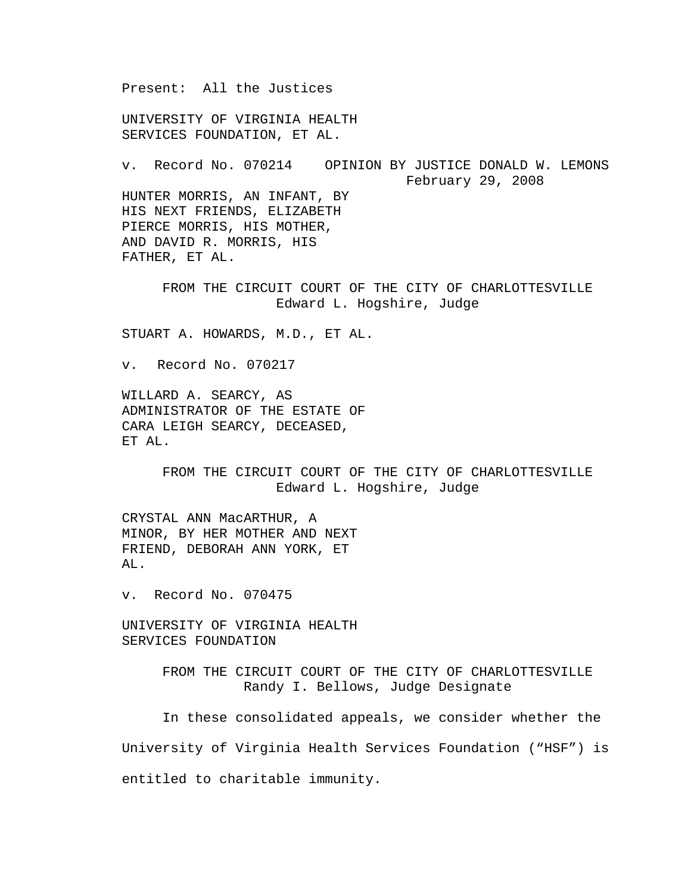Present: All the Justices

UNIVERSITY OF VIRGINIA HEALTH
SERVICES FOUNDATION, ET AL.

v. Record No. 070214 OPINION BY JUSTICE DONALD W. LEMONS
February 29, 2008

HUNTER MORRIS, AN INFANT, BY
HIS NEXT FRIENDS, ELIZABETH
PIERCE MORRIS, HIS MOTHER,
AND DAVID R. MORRIS, HIS
FATHER, ET AL.

FROM THE CIRCUIT COURT OF THE CITY OF CHARLOTTESVILLE
Edward L. Hogshire, Judge

STUART A. HOWARDS, M.D., ET AL.

v. Record No. 070217

WILLARD A. SEARCY, AS
ADMINISTRATOR OF THE ESTATE OF
CARA LEIGH SEARCY, DECEASED,
ET AL.

FROM THE CIRCUIT COURT OF THE CITY OF CHARLOTTESVILLE
Edward L. Hogshire, Judge

CRYSTAL ANN MacARTHUR, A
MINOR, BY HER MOTHER AND NEXT
FRIEND, DEBORAH ANN YORK, ET
AL.

v. Record No. 070475

UNIVERSITY OF VIRGINIA HEALTH
SERVICES FOUNDATION

FROM THE CIRCUIT COURT OF THE CITY OF CHARLOTTESVILLE
Randy I. Bellows, Judge Designate

In these consolidated appeals, we consider whether the University of Virginia Health Services Foundation ("HSF") is entitled to charitable immunity.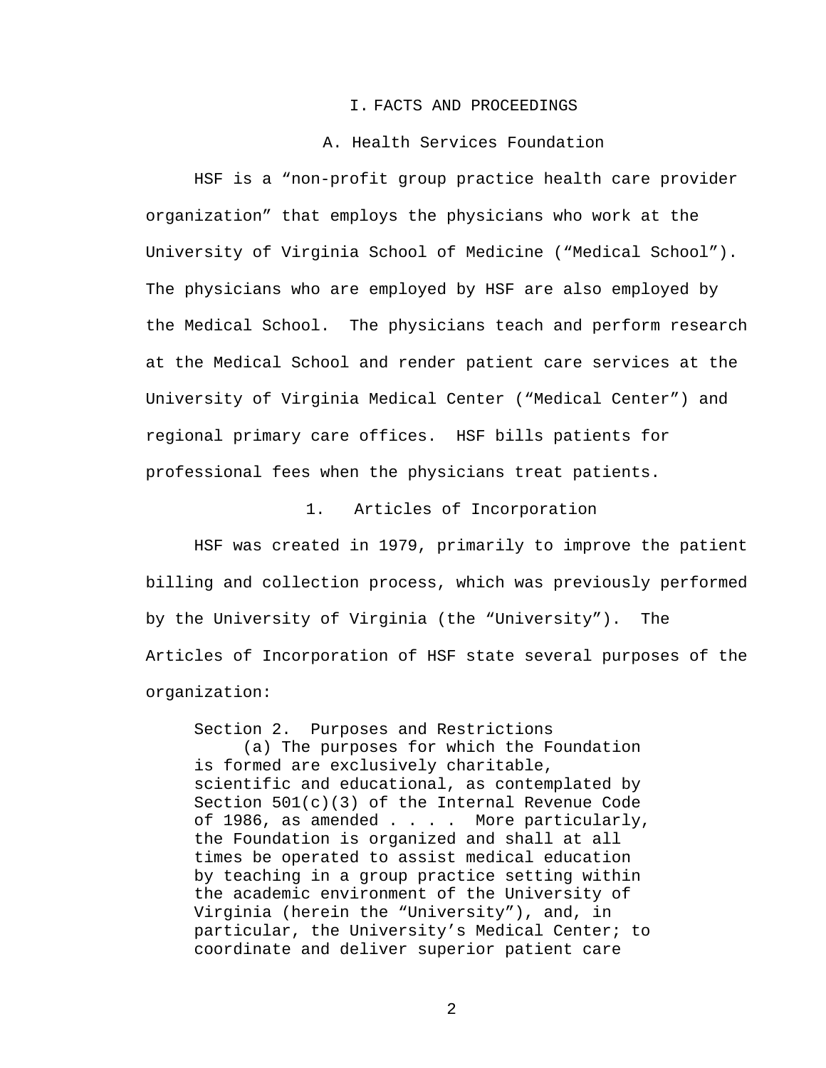# I. FACTS AND PROCEEDINGS

## A. Health Services Foundation

HSF is a "non-profit group practice health care provider organization" that employs the physicians who work at the University of Virginia School of Medicine ("Medical School"). The physicians who are employed by HSF are also employed by the Medical School. The physicians teach and perform research at the Medical School and render patient care services at the University of Virginia Medical Center ("Medical Center") and regional primary care offices. HSF bills patients for professional fees when the physicians treat patients.

### 1. Articles of Incorporation

HSF was created in 1979, primarily to improve the patient billing and collection process, which was previously performed by the University of Virginia (the "University"). The Articles of Incorporation of HSF state several purposes of the organization:

> Section 2. Purposes and Restrictions
>
> (a) The purposes for which the Foundation is formed are exclusively charitable, scientific and educational, as contemplated by Section 501(c)(3) of the Internal Revenue Code of 1986, as amended . . . . More particularly, the Foundation is organized and shall at all times be operated to assist medical education by teaching in a group practice setting within the academic environment of the University of Virginia (herein the "University"), and, in particular, the University's Medical Center; to coordinate and deliver superior patient care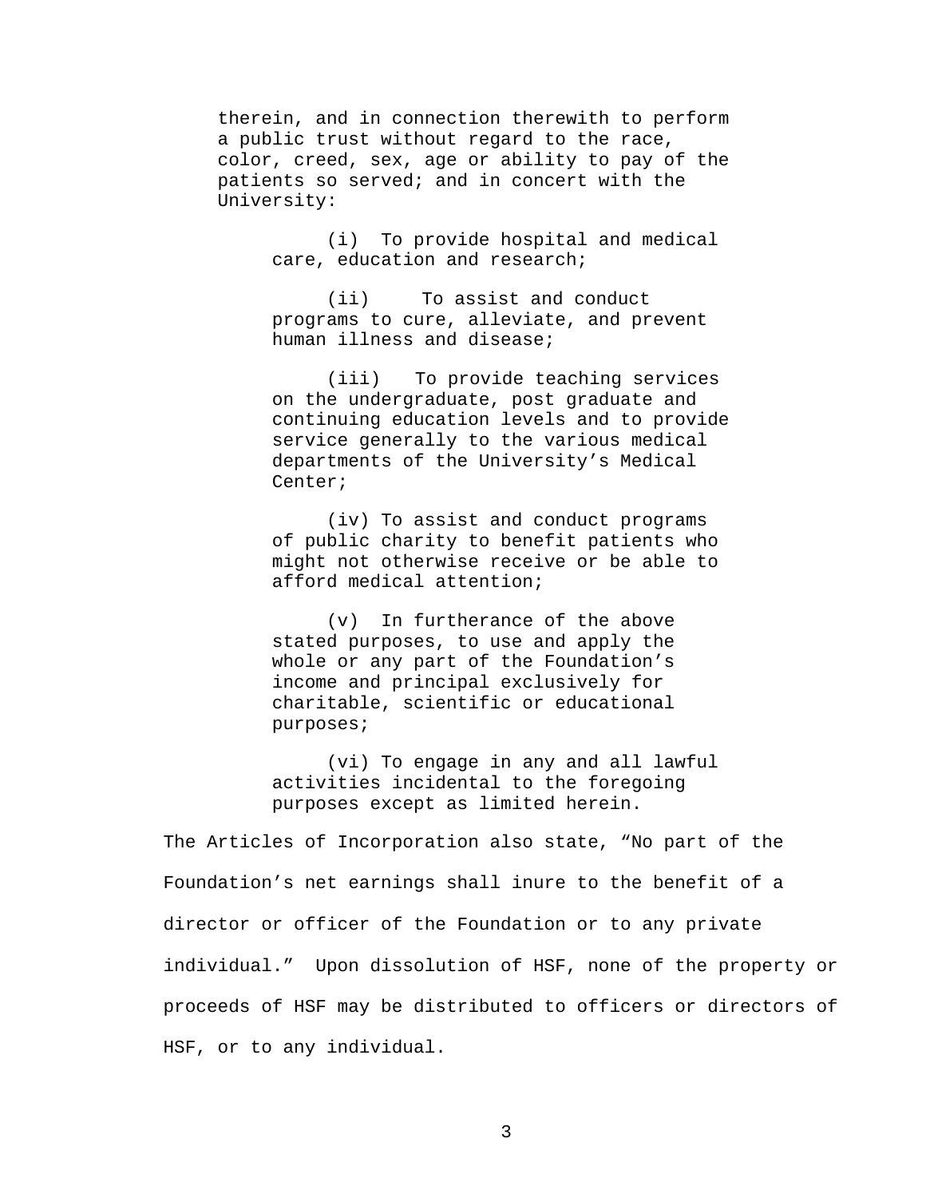> therein, and in connection therewith to perform a public trust without regard to the race, color, creed, sex, age or ability to pay of the patients so served; and in concert with the University:
>
> > (i) To provide hospital and medical care, education and research;
> >
> > (ii) To assist and conduct programs to cure, alleviate, and prevent human illness and disease;
> >
> > (iii) To provide teaching services on the undergraduate, post graduate and continuing education levels and to provide service generally to the various medical departments of the University's Medical Center;
> >
> > (iv) To assist and conduct programs of public charity to benefit patients who might not otherwise receive or be able to afford medical attention;
> >
> > (v) In furtherance of the above stated purposes, to use and apply the whole or any part of the Foundation's income and principal exclusively for charitable, scientific or educational purposes;
> >
> > (vi) To engage in any and all lawful activities incidental to the foregoing purposes except as limited herein.

The Articles of Incorporation also state, "No part of the Foundation's net earnings shall inure to the benefit of a director or officer of the Foundation or to any private individual." Upon dissolution of HSF, none of the property or proceeds of HSF may be distributed to officers or directors of HSF, or to any individual.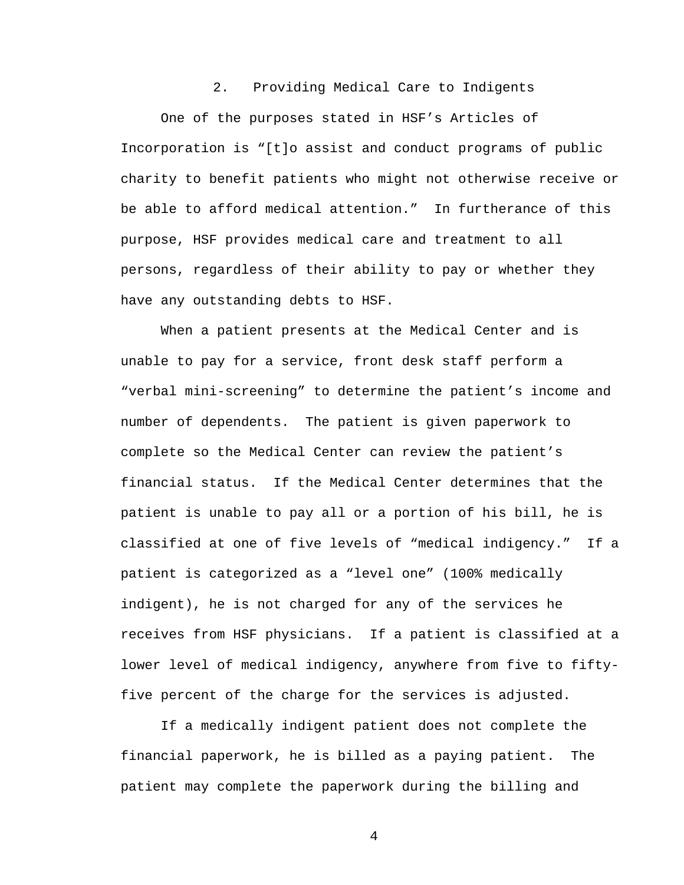### 2. Providing Medical Care to Indigents

One of the purposes stated in HSF's Articles of Incorporation is "[t]o assist and conduct programs of public charity to benefit patients who might not otherwise receive or be able to afford medical attention." In furtherance of this purpose, HSF provides medical care and treatment to all persons, regardless of their ability to pay or whether they have any outstanding debts to HSF.

When a patient presents at the Medical Center and is unable to pay for a service, front desk staff perform a "verbal mini-screening" to determine the patient's income and number of dependents. The patient is given paperwork to complete so the Medical Center can review the patient's financial status. If the Medical Center determines that the patient is unable to pay all or a portion of his bill, he is classified at one of five levels of "medical indigency." If a patient is categorized as a "level one" (100% medically indigent), he is not charged for any of the services he receives from HSF physicians. If a patient is classified at a lower level of medical indigency, anywhere from five to fifty-five percent of the charge for the services is adjusted.

If a medically indigent patient does not complete the financial paperwork, he is billed as a paying patient. The patient may complete the paperwork during the billing and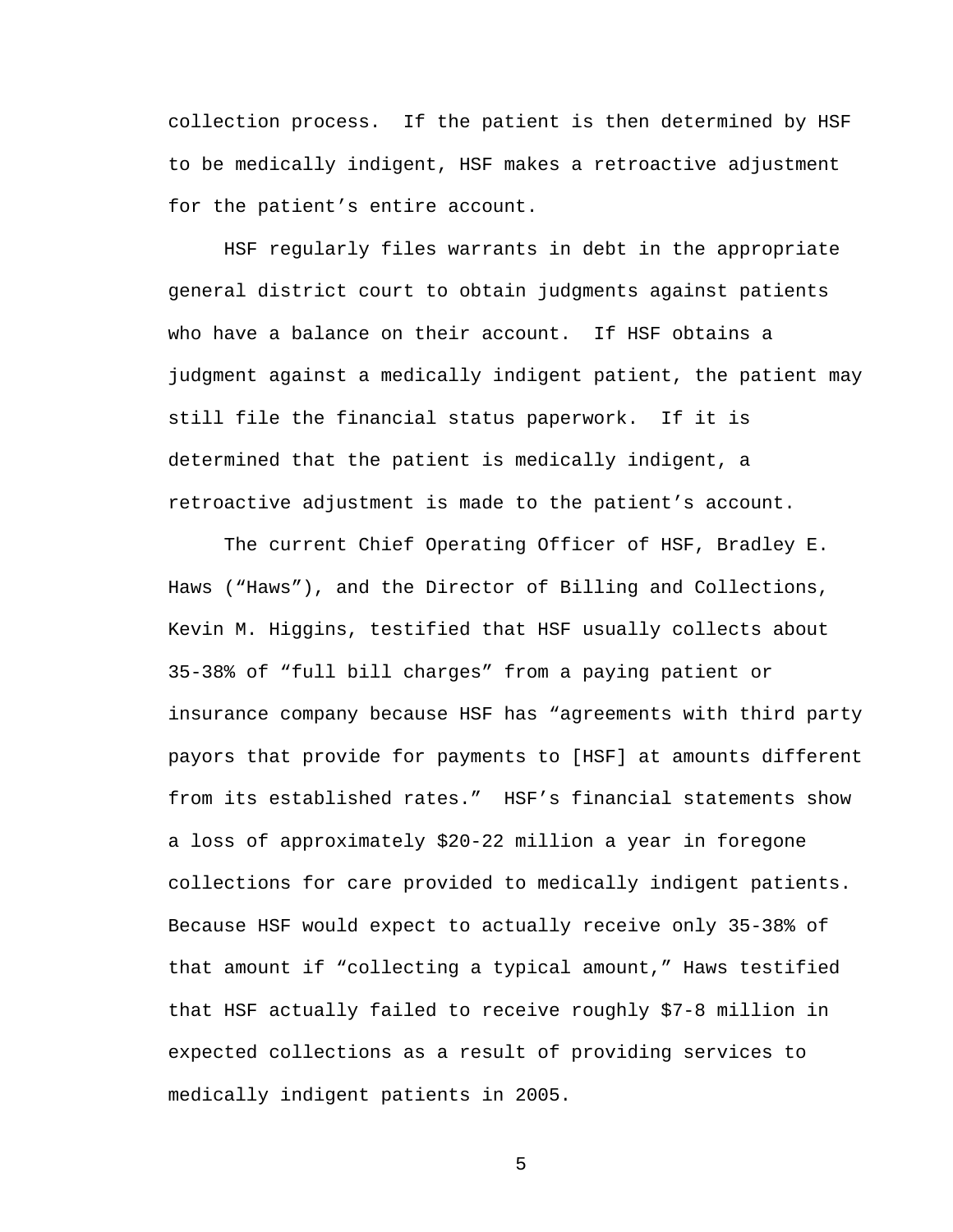collection process. If the patient is then determined by HSF to be medically indigent, HSF makes a retroactive adjustment for the patient's entire account.

HSF regularly files warrants in debt in the appropriate general district court to obtain judgments against patients who have a balance on their account. If HSF obtains a judgment against a medically indigent patient, the patient may still file the financial status paperwork. If it is determined that the patient is medically indigent, a retroactive adjustment is made to the patient's account.

The current Chief Operating Officer of HSF, Bradley E. Haws ("Haws"), and the Director of Billing and Collections, Kevin M. Higgins, testified that HSF usually collects about 35-38% of "full bill charges" from a paying patient or insurance company because HSF has "agreements with third party payors that provide for payments to [HSF] at amounts different from its established rates." HSF's financial statements show a loss of approximately $20-22 million a year in foregone collections for care provided to medically indigent patients. Because HSF would expect to actually receive only 35-38% of that amount if "collecting a typical amount," Haws testified that HSF actually failed to receive roughly $7-8 million in expected collections as a result of providing services to medically indigent patients in 2005.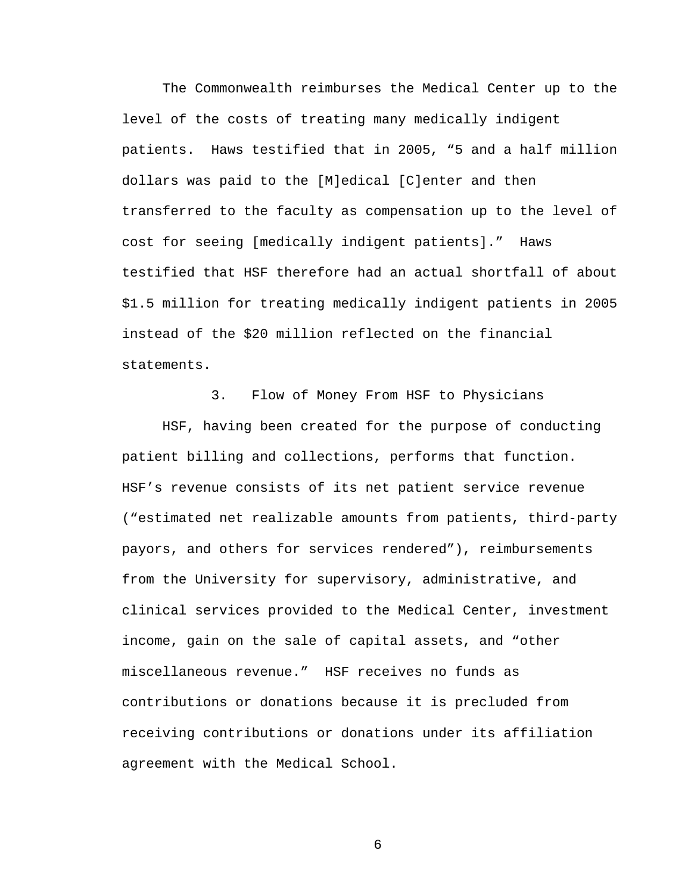The Commonwealth reimburses the Medical Center up to the level of the costs of treating many medically indigent patients. Haws testified that in 2005, "5 and a half million dollars was paid to the [M]edical [C]enter and then transferred to the faculty as compensation up to the level of cost for seeing [medically indigent patients]." Haws testified that HSF therefore had an actual shortfall of about $1.5 million for treating medically indigent patients in 2005 instead of the $20 million reflected on the financial statements.

### 3. Flow of Money From HSF to Physicians

HSF, having been created for the purpose of conducting patient billing and collections, performs that function. HSF's revenue consists of its net patient service revenue ("estimated net realizable amounts from patients, third-party payors, and others for services rendered"), reimbursements from the University for supervisory, administrative, and clinical services provided to the Medical Center, investment income, gain on the sale of capital assets, and "other miscellaneous revenue." HSF receives no funds as contributions or donations because it is precluded from receiving contributions or donations under its affiliation agreement with the Medical School.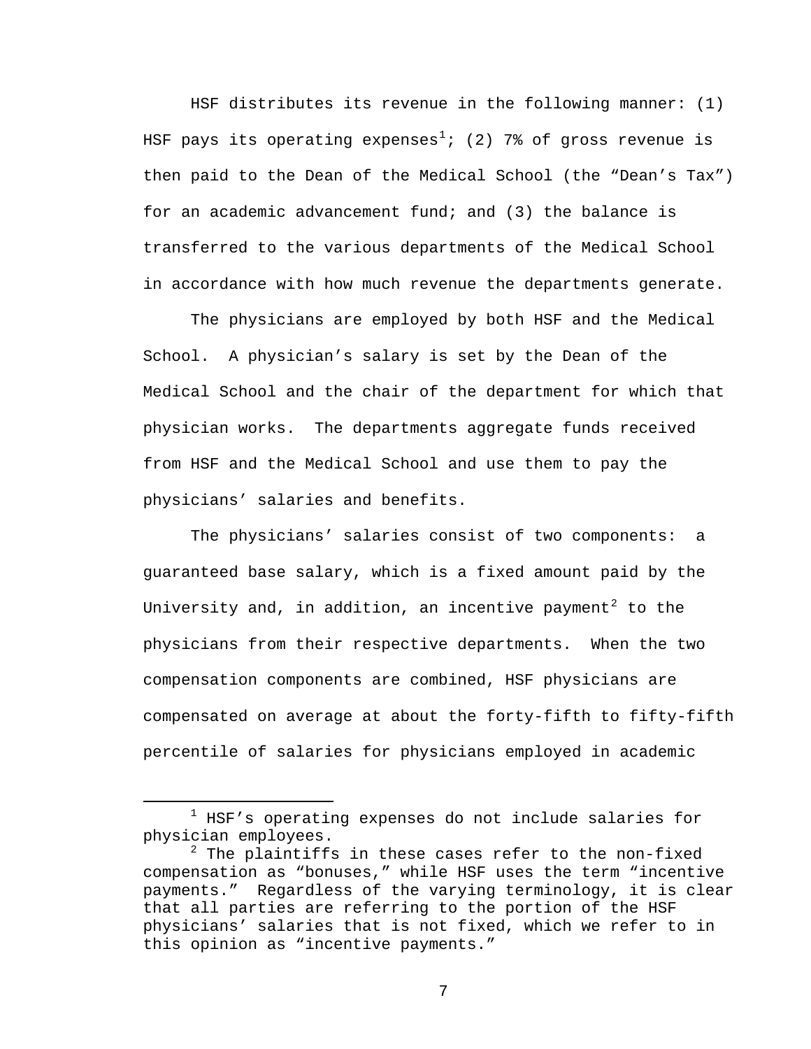HSF distributes its revenue in the following manner: (1) HSF pays its operating expenses[1]; (2) 7% of gross revenue is then paid to the Dean of the Medical School (the "Dean's Tax") for an academic advancement fund; and (3) the balance is transferred to the various departments of the Medical School in accordance with how much revenue the departments generate.

The physicians are employed by both HSF and the Medical School. A physician's salary is set by the Dean of the Medical School and the chair of the department for which that physician works. The departments aggregate funds received from HSF and the Medical School and use them to pay the physicians' salaries and benefits.

The physicians' salaries consist of two components: a guaranteed base salary, which is a fixed amount paid by the University and, in addition, an incentive payment[2] to the physicians from their respective departments. When the two compensation components are combined, HSF physicians are compensated on average at about the forty-fifth to fifty-fifth percentile of salaries for physicians employed in academic

---

[1] HSF's operating expenses do not include salaries for physician employees.

[2] The plaintiffs in these cases refer to the non-fixed compensation as "bonuses," while HSF uses the term "incentive payments." Regardless of the varying terminology, it is clear that all parties are referring to the portion of the HSF physicians' salaries that is not fixed, which we refer to in this opinion as "incentive payments."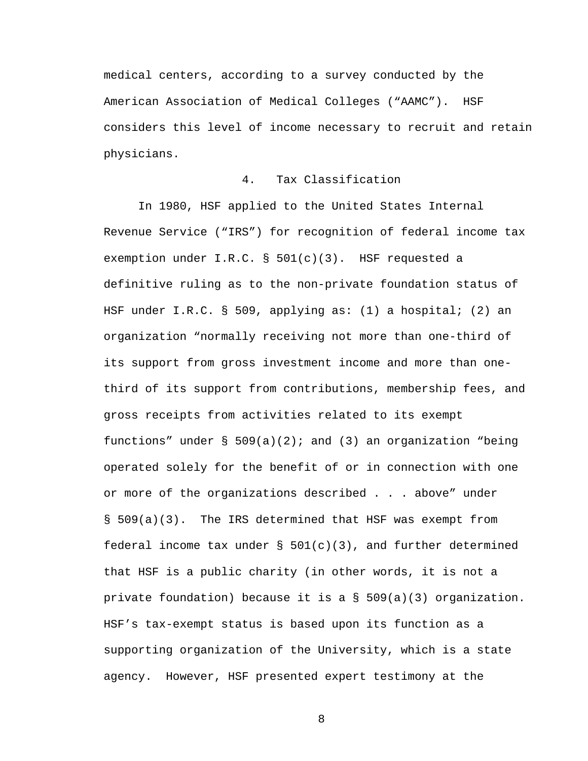medical centers, according to a survey conducted by the American Association of Medical Colleges (“AAMC”). HSF considers this level of income necessary to recruit and retain physicians.

#### 4. Tax Classification

In 1980, HSF applied to the United States Internal Revenue Service (“IRS”) for recognition of federal income tax exemption under I.R.C. § 501(c)(3). HSF requested a definitive ruling as to the non-private foundation status of HSF under I.R.C. § 509, applying as: (1) a hospital; (2) an organization “normally receiving not more than one-third of its support from gross investment income and more than one-third of its support from contributions, membership fees, and gross receipts from activities related to its exempt functions” under § 509(a)(2); and (3) an organization “being operated solely for the benefit of or in connection with one or more of the organizations described . . . above” under § 509(a)(3). The IRS determined that HSF was exempt from federal income tax under § 501(c)(3), and further determined that HSF is a public charity (in other words, it is not a private foundation) because it is a § 509(a)(3) organization. HSF’s tax-exempt status is based upon its function as a supporting organization of the University, which is a state agency. However, HSF presented expert testimony at the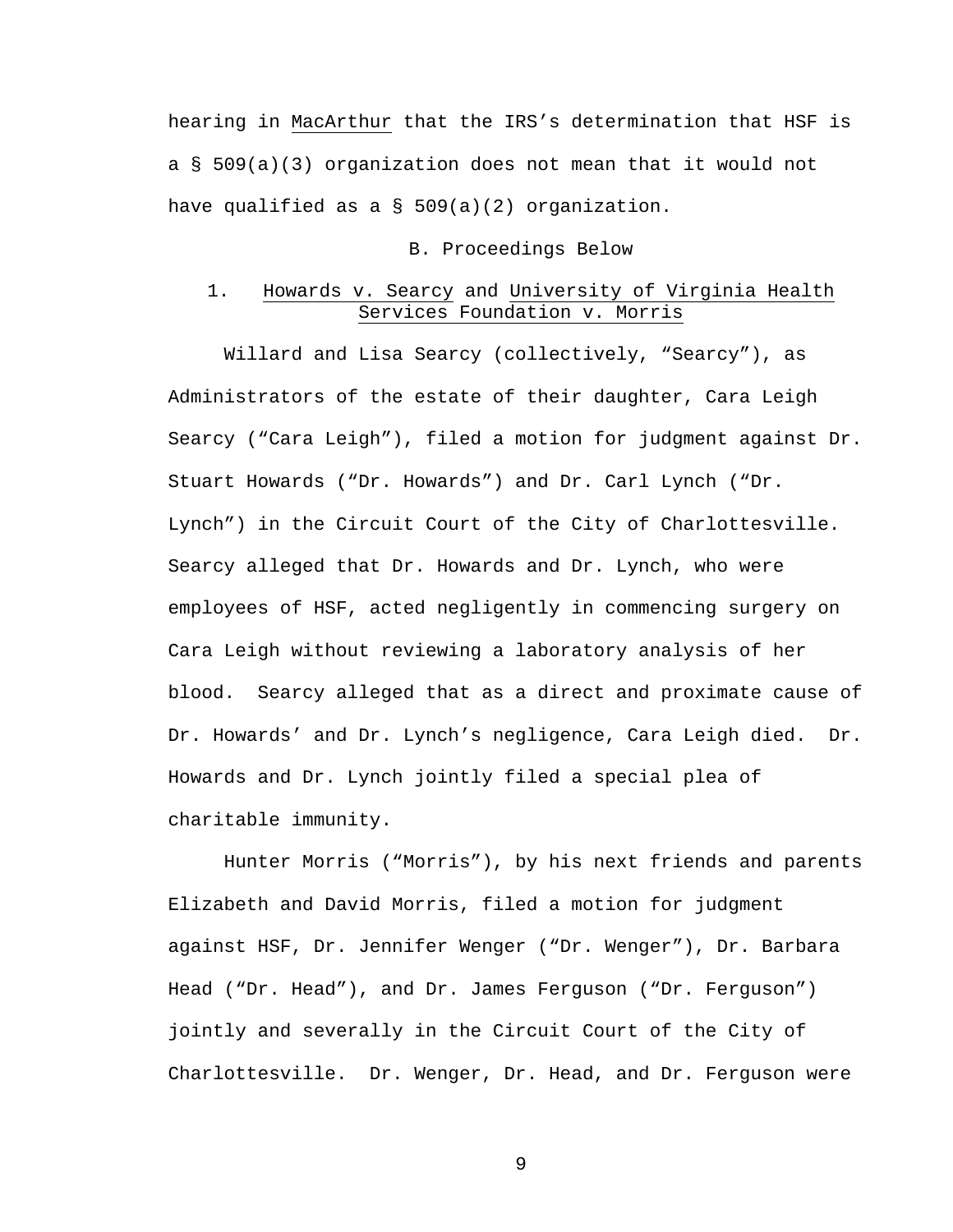hearing in MacArthur that the IRS's determination that HSF is a § 509(a)(3) organization does not mean that it would not have qualified as a § 509(a)(2) organization.

### B. Proceedings Below

#### 1. Howards v. Searcy and University of Virginia Health Services Foundation v. Morris

Willard and Lisa Searcy (collectively, "Searcy"), as Administrators of the estate of their daughter, Cara Leigh Searcy ("Cara Leigh"), filed a motion for judgment against Dr. Stuart Howards ("Dr. Howards") and Dr. Carl Lynch ("Dr. Lynch") in the Circuit Court of the City of Charlottesville. Searcy alleged that Dr. Howards and Dr. Lynch, who were employees of HSF, acted negligently in commencing surgery on Cara Leigh without reviewing a laboratory analysis of her blood. Searcy alleged that as a direct and proximate cause of Dr. Howards' and Dr. Lynch's negligence, Cara Leigh died. Dr. Howards and Dr. Lynch jointly filed a special plea of charitable immunity.

Hunter Morris ("Morris"), by his next friends and parents Elizabeth and David Morris, filed a motion for judgment against HSF, Dr. Jennifer Wenger ("Dr. Wenger"), Dr. Barbara Head ("Dr. Head"), and Dr. James Ferguson ("Dr. Ferguson") jointly and severally in the Circuit Court of the City of Charlottesville. Dr. Wenger, Dr. Head, and Dr. Ferguson were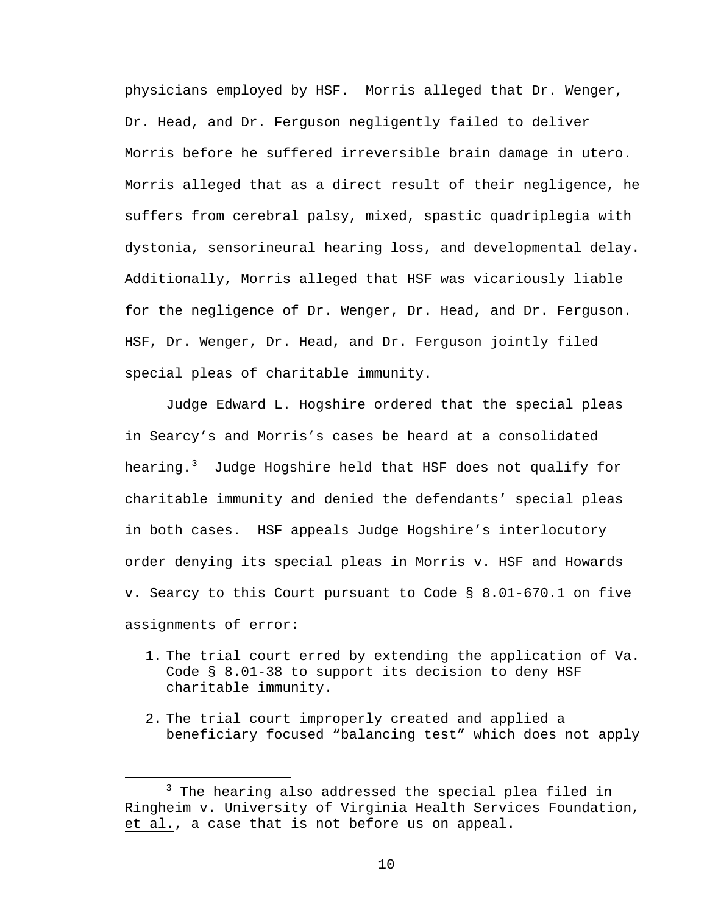physicians employed by HSF. Morris alleged that Dr. Wenger, Dr. Head, and Dr. Ferguson negligently failed to deliver Morris before he suffered irreversible brain damage in utero. Morris alleged that as a direct result of their negligence, he suffers from cerebral palsy, mixed, spastic quadriplegia with dystonia, sensorineural hearing loss, and developmental delay. Additionally, Morris alleged that HSF was vicariously liable for the negligence of Dr. Wenger, Dr. Head, and Dr. Ferguson. HSF, Dr. Wenger, Dr. Head, and Dr. Ferguson jointly filed special pleas of charitable immunity.

Judge Edward L. Hogshire ordered that the special pleas in Searcy's and Morris's cases be heard at a consolidated hearing.[3] Judge Hogshire held that HSF does not qualify for charitable immunity and denied the defendants' special pleas in both cases. HSF appeals Judge Hogshire's interlocutory order denying its special pleas in Morris v. HSF and Howards v. Searcy to this Court pursuant to Code § 8.01-670.1 on five assignments of error:

1. The trial court erred by extending the application of Va. Code § 8.01-38 to support its decision to deny HSF charitable immunity.
2. The trial court improperly created and applied a beneficiary focused "balancing test" which does not apply

[3] The hearing also addressed the special plea filed in Ringheim v. University of Virginia Health Services Foundation, et al., a case that is not before us on appeal.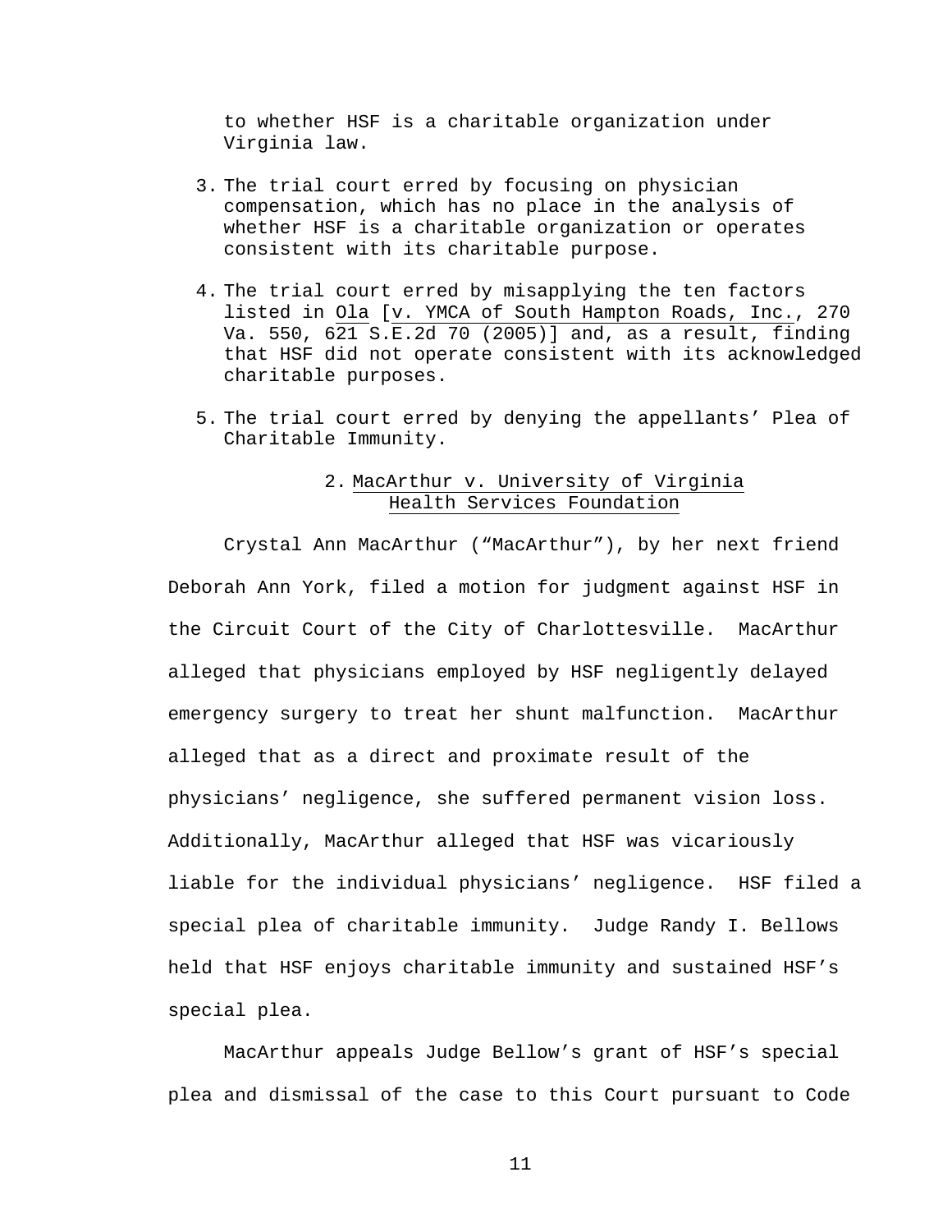to whether HSF is a charitable organization under Virginia law.

3. The trial court erred by focusing on physician compensation, which has no place in the analysis of whether HSF is a charitable organization or operates consistent with its charitable purpose.

4. The trial court erred by misapplying the ten factors listed in Ola [v. YMCA of South Hampton Roads, Inc., 270 Va. 550, 621 S.E.2d 70 (2005)] and, as a result, finding that HSF did not operate consistent with its acknowledged charitable purposes.

5. The trial court erred by denying the appellants' Plea of Charitable Immunity.

### 2. MacArthur v. University of Virginia Health Services Foundation

Crystal Ann MacArthur ("MacArthur"), by her next friend Deborah Ann York, filed a motion for judgment against HSF in the Circuit Court of the City of Charlottesville. MacArthur alleged that physicians employed by HSF negligently delayed emergency surgery to treat her shunt malfunction. MacArthur alleged that as a direct and proximate result of the physicians' negligence, she suffered permanent vision loss. Additionally, MacArthur alleged that HSF was vicariously liable for the individual physicians' negligence. HSF filed a special plea of charitable immunity. Judge Randy I. Bellows held that HSF enjoys charitable immunity and sustained HSF's special plea.

MacArthur appeals Judge Bellow's grant of HSF's special plea and dismissal of the case to this Court pursuant to Code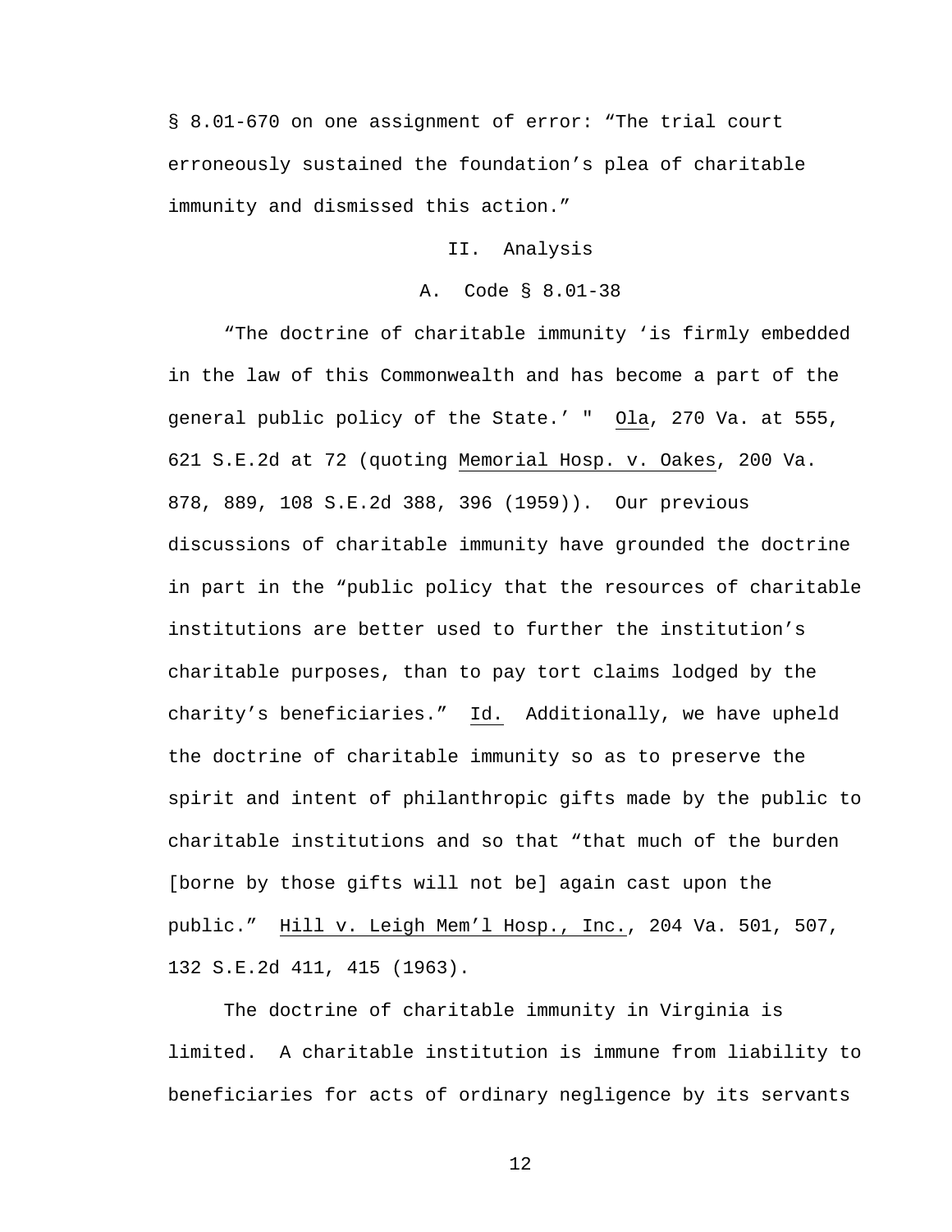§ 8.01-670 on one assignment of error: "The trial court erroneously sustained the foundation's plea of charitable immunity and dismissed this action."

## II. Analysis

### A. Code § 8.01-38

"The doctrine of charitable immunity 'is firmly embedded in the law of this Commonwealth and has become a part of the general public policy of the State.' " Ola, 270 Va. at 555, 621 S.E.2d at 72 (quoting Memorial Hosp. v. Oakes, 200 Va. 878, 889, 108 S.E.2d 388, 396 (1959)). Our previous discussions of charitable immunity have grounded the doctrine in part in the "public policy that the resources of charitable institutions are better used to further the institution's charitable purposes, than to pay tort claims lodged by the charity's beneficiaries." Id. Additionally, we have upheld the doctrine of charitable immunity so as to preserve the spirit and intent of philanthropic gifts made by the public to charitable institutions and so that "that much of the burden [borne by those gifts will not be] again cast upon the public." Hill v. Leigh Mem'l Hosp., Inc., 204 Va. 501, 507, 132 S.E.2d 411, 415 (1963).

The doctrine of charitable immunity in Virginia is limited. A charitable institution is immune from liability to beneficiaries for acts of ordinary negligence by its servants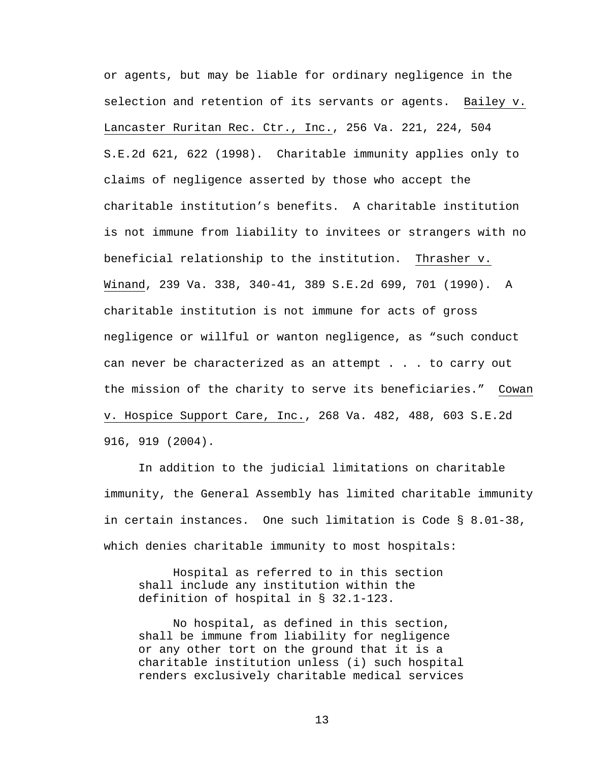or agents, but may be liable for ordinary negligence in the selection and retention of its servants or agents. Bailey v. Lancaster Ruritan Rec. Ctr., Inc., 256 Va. 221, 224, 504 S.E.2d 621, 622 (1998). Charitable immunity applies only to claims of negligence asserted by those who accept the charitable institution's benefits. A charitable institution is not immune from liability to invitees or strangers with no beneficial relationship to the institution. Thrasher v. Winand, 239 Va. 338, 340-41, 389 S.E.2d 699, 701 (1990). A charitable institution is not immune for acts of gross negligence or willful or wanton negligence, as "such conduct can never be characterized as an attempt . . . to carry out the mission of the charity to serve its beneficiaries." Cowan v. Hospice Support Care, Inc., 268 Va. 482, 488, 603 S.E.2d 916, 919 (2004).

In addition to the judicial limitations on charitable immunity, the General Assembly has limited charitable immunity in certain instances. One such limitation is Code § 8.01-38, which denies charitable immunity to most hospitals:

> Hospital as referred to in this section shall include any institution within the definition of hospital in § 32.1-123.
>
> No hospital, as defined in this section, shall be immune from liability for negligence or any other tort on the ground that it is a charitable institution unless (i) such hospital renders exclusively charitable medical services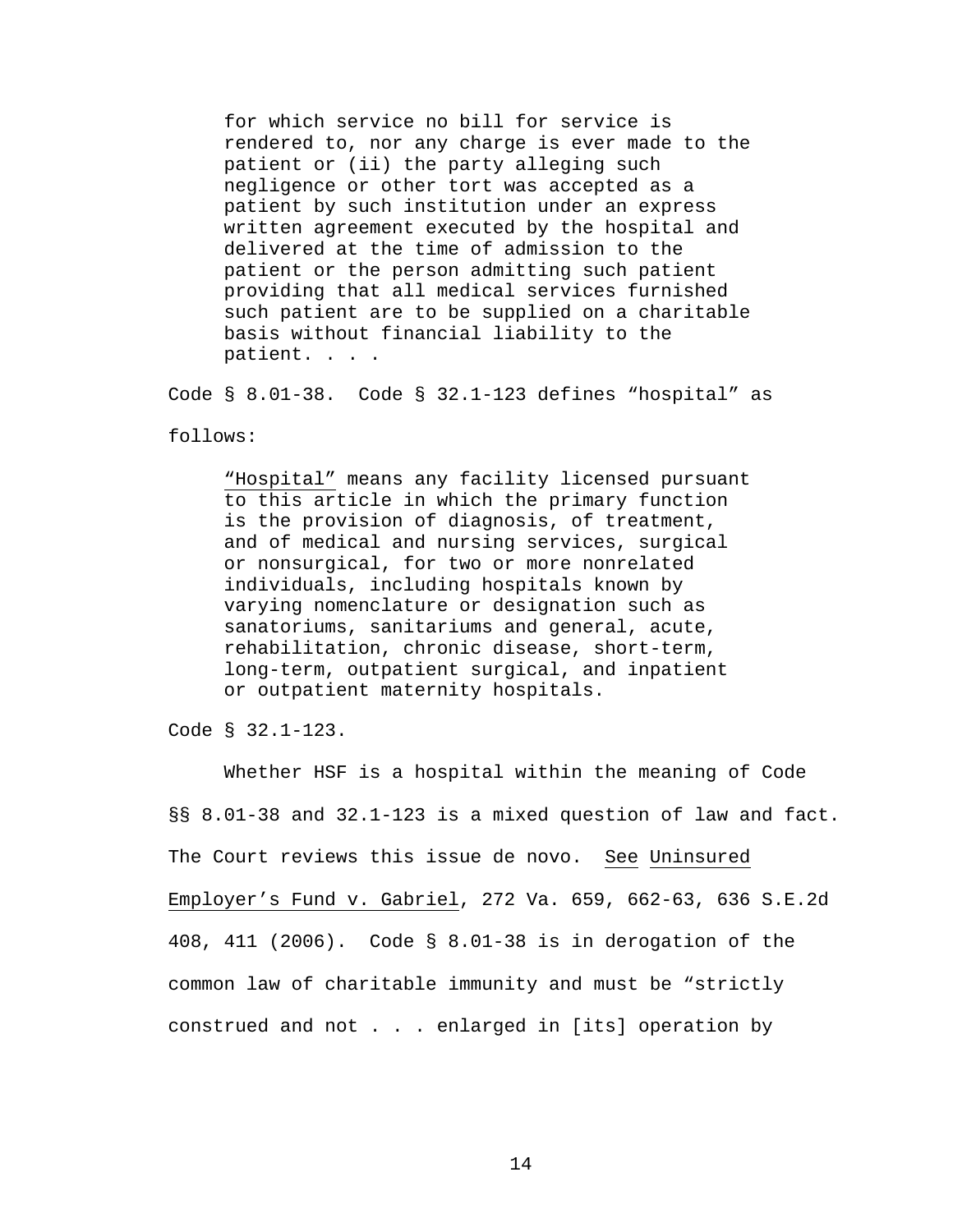> for which service no bill for service is rendered to, nor any charge is ever made to the patient or (ii) the party alleging such negligence or other tort was accepted as a patient by such institution under an express written agreement executed by the hospital and delivered at the time of admission to the patient or the person admitting such patient providing that all medical services furnished such patient are to be supplied on a charitable basis without financial liability to the patient. . . .

Code § 8.01-38. Code § 32.1-123 defines "hospital" as follows:

> "Hospital" means any facility licensed pursuant to this article in which the primary function is the provision of diagnosis, of treatment, and of medical and nursing services, surgical or nonsurgical, for two or more nonrelated individuals, including hospitals known by varying nomenclature or designation such as sanatoriums, sanitariums and general, acute, rehabilitation, chronic disease, short-term, long-term, outpatient surgical, and inpatient or outpatient maternity hospitals.

Code § 32.1-123.

Whether HSF is a hospital within the meaning of Code §§ 8.01-38 and 32.1-123 is a mixed question of law and fact. The Court reviews this issue de novo. See Uninsured Employer's Fund v. Gabriel, 272 Va. 659, 662-63, 636 S.E.2d 408, 411 (2006). Code § 8.01-38 is in derogation of the common law of charitable immunity and must be "strictly construed and not . . . enlarged in [its] operation by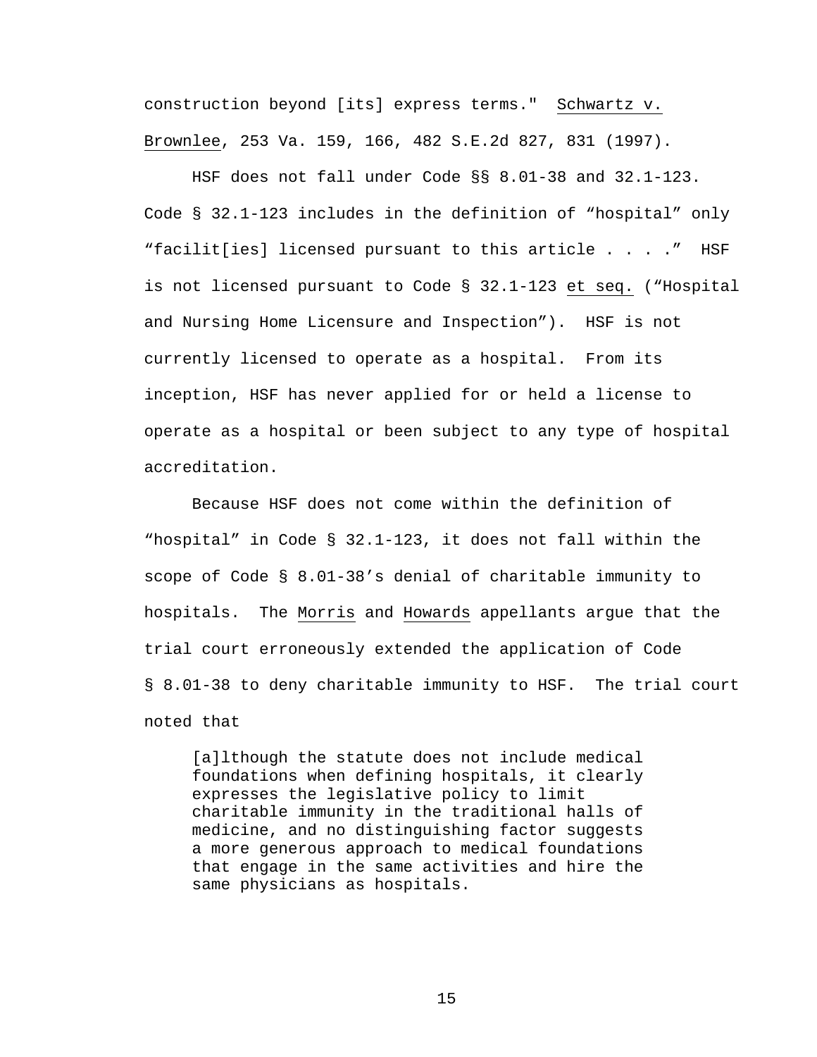construction beyond [its] express terms." Schwartz v. Brownlee, 253 Va. 159, 166, 482 S.E.2d 827, 831 (1997).

HSF does not fall under Code §§ 8.01-38 and 32.1-123. Code § 32.1-123 includes in the definition of "hospital" only "facilit[ies] licensed pursuant to this article . . . ." HSF is not licensed pursuant to Code § 32.1-123 et seq. ("Hospital and Nursing Home Licensure and Inspection"). HSF is not currently licensed to operate as a hospital. From its inception, HSF has never applied for or held a license to operate as a hospital or been subject to any type of hospital accreditation.

Because HSF does not come within the definition of "hospital" in Code § 32.1-123, it does not fall within the scope of Code § 8.01-38's denial of charitable immunity to hospitals. The Morris and Howards appellants argue that the trial court erroneously extended the application of Code § 8.01-38 to deny charitable immunity to HSF. The trial court noted that

> [a]lthough the statute does not include medical foundations when defining hospitals, it clearly expresses the legislative policy to limit charitable immunity in the traditional halls of medicine, and no distinguishing factor suggests a more generous approach to medical foundations that engage in the same activities and hire the same physicians as hospitals.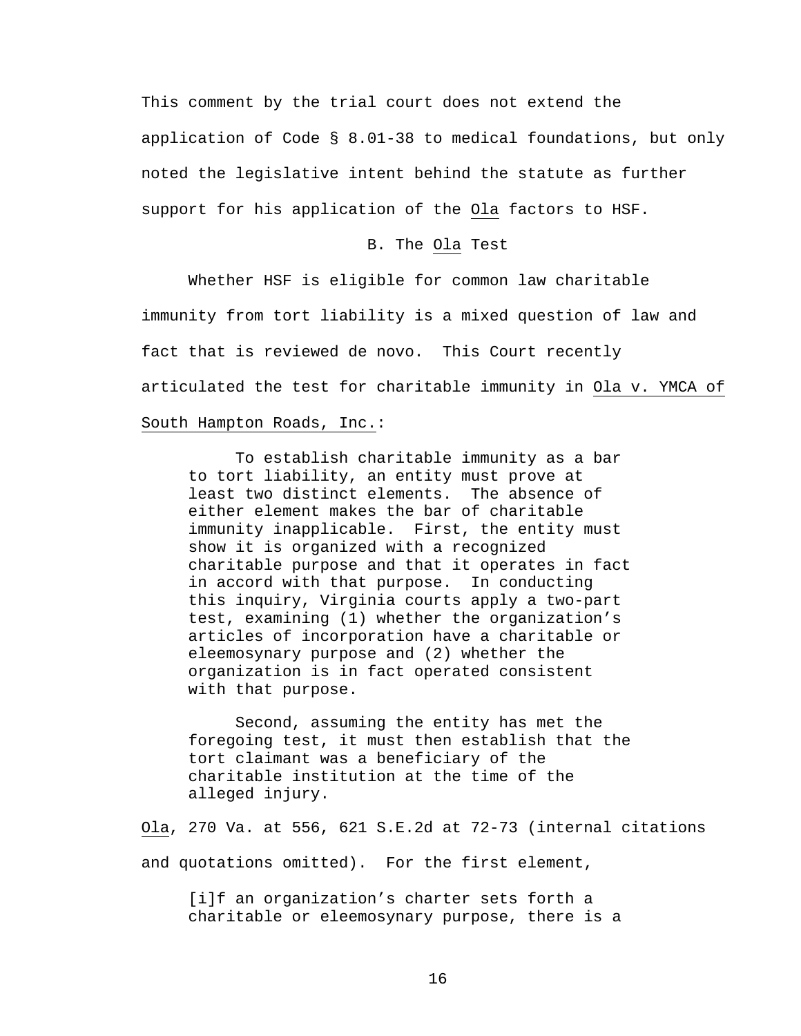This comment by the trial court does not extend the application of Code § 8.01-38 to medical foundations, but only noted the legislative intent behind the statute as further support for his application of the _Ola_ factors to HSF.

### B. The _Ola_ Test

Whether HSF is eligible for common law charitable immunity from tort liability is a mixed question of law and fact that is reviewed de novo. This Court recently articulated the test for charitable immunity in _Ola v. YMCA of South Hampton Roads, Inc._:

> To establish charitable immunity as a bar to tort liability, an entity must prove at least two distinct elements. The absence of either element makes the bar of charitable immunity inapplicable. First, the entity must show it is organized with a recognized charitable purpose and that it operates in fact in accord with that purpose. In conducting this inquiry, Virginia courts apply a two-part test, examining (1) whether the organization's articles of incorporation have a charitable or eleemosynary purpose and (2) whether the organization is in fact operated consistent with that purpose.
>
> Second, assuming the entity has met the foregoing test, it must then establish that the tort claimant was a beneficiary of the charitable institution at the time of the alleged injury.

_Ola_, 270 Va. at 556, 621 S.E.2d at 72-73 (internal citations and quotations omitted). For the first element,

> [i]f an organization's charter sets forth a charitable or eleemosynary purpose, there is a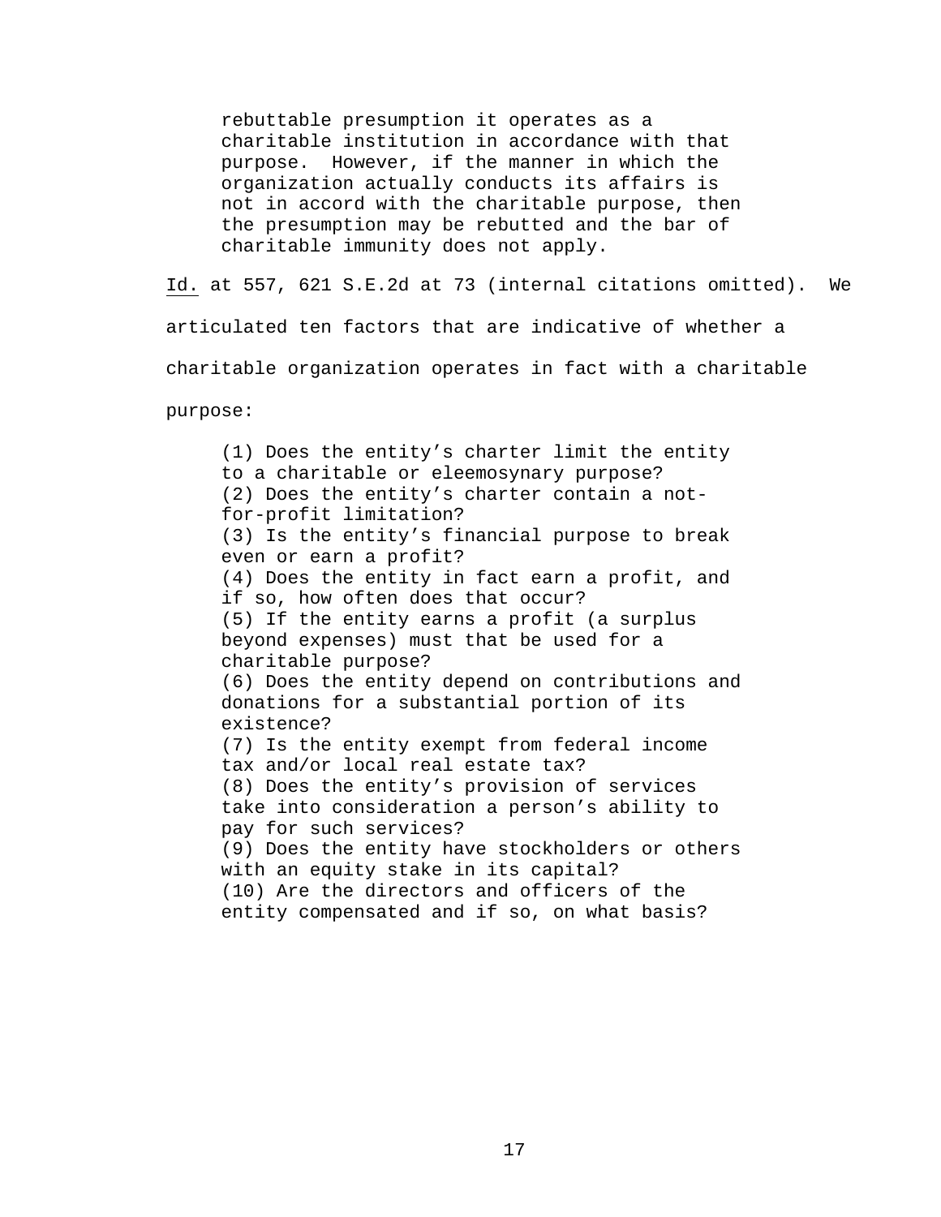> rebuttable presumption it operates as a charitable institution in accordance with that purpose. However, if the manner in which the organization actually conducts its affairs is not in accord with the charitable purpose, then the presumption may be rebutted and the bar of charitable immunity does not apply.

Id. at 557, 621 S.E.2d at 73 (internal citations omitted). We articulated ten factors that are indicative of whether a charitable organization operates in fact with a charitable purpose:

> (1) Does the entity's charter limit the entity to a charitable or eleemosynary purpose?
> (2) Does the entity's charter contain a not-for-profit limitation?
> (3) Is the entity's financial purpose to break even or earn a profit?
> (4) Does the entity in fact earn a profit, and if so, how often does that occur?
> (5) If the entity earns a profit (a surplus beyond expenses) must that be used for a charitable purpose?
> (6) Does the entity depend on contributions and donations for a substantial portion of its existence?
> (7) Is the entity exempt from federal income tax and/or local real estate tax?
> (8) Does the entity's provision of services take into consideration a person's ability to pay for such services?
> (9) Does the entity have stockholders or others with an equity stake in its capital?
> (10) Are the directors and officers of the entity compensated and if so, on what basis?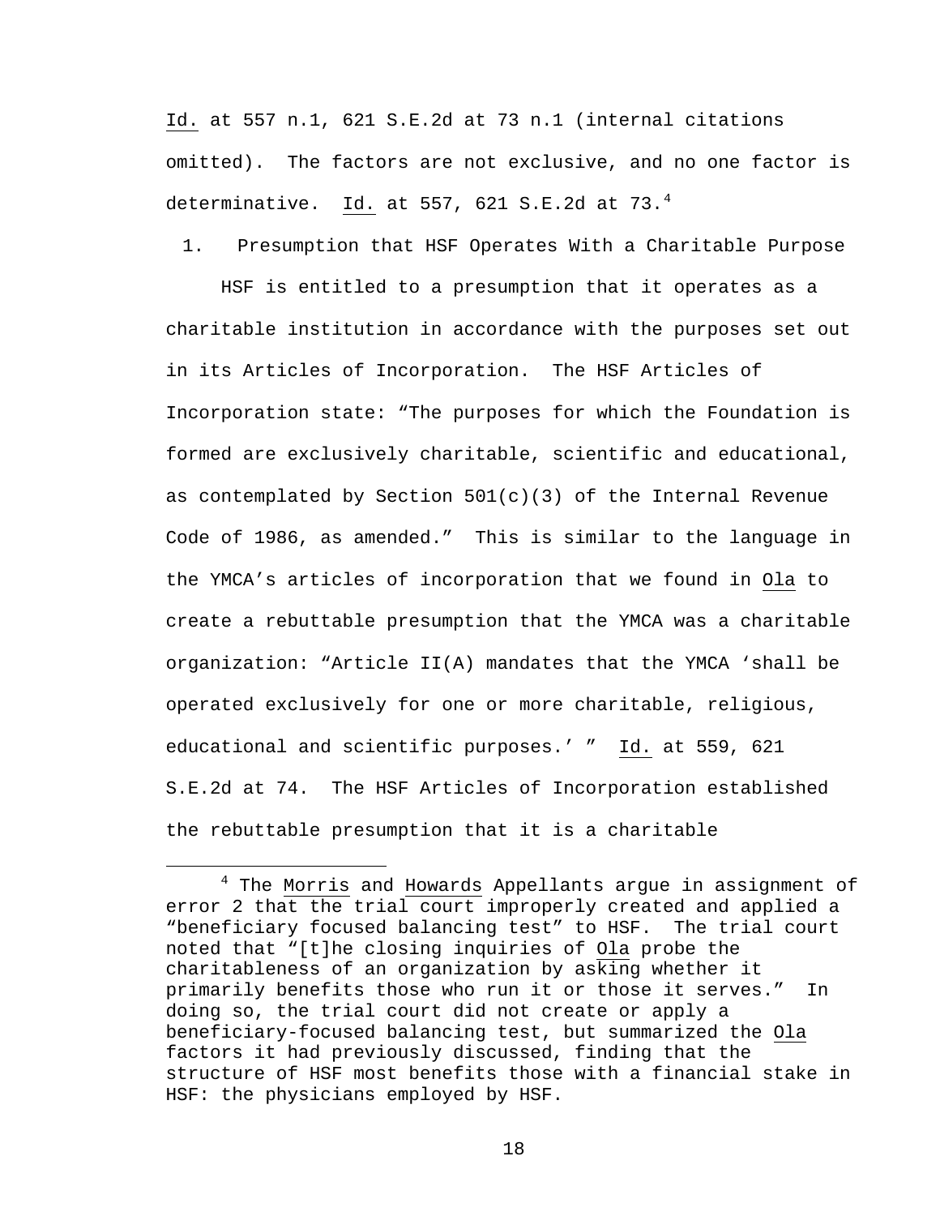Id. at 557 n.1, 621 S.E.2d at 73 n.1 (internal citations omitted). The factors are not exclusive, and no one factor is determinative. Id. at 557, 621 S.E.2d at 73.[4]

1. Presumption that HSF Operates With a Charitable Purpose

HSF is entitled to a presumption that it operates as a charitable institution in accordance with the purposes set out in its Articles of Incorporation. The HSF Articles of Incorporation state: "The purposes for which the Foundation is formed are exclusively charitable, scientific and educational, as contemplated by Section 501(c)(3) of the Internal Revenue Code of 1986, as amended." This is similar to the language in the YMCA's articles of incorporation that we found in Ola to create a rebuttable presumption that the YMCA was a charitable organization: "Article II(A) mandates that the YMCA 'shall be operated exclusively for one or more charitable, religious, educational and scientific purposes.' " Id. at 559, 621 S.E.2d at 74. The HSF Articles of Incorporation established the rebuttable presumption that it is a charitable

---

[4] The Morris and Howards Appellants argue in assignment of error 2 that the trial court improperly created and applied a "beneficiary focused balancing test" to HSF. The trial court noted that "[t]he closing inquiries of Ola probe the charitableness of an organization by asking whether it primarily benefits those who run it or those it serves." In doing so, the trial court did not create or apply a beneficiary-focused balancing test, but summarized the Ola factors it had previously discussed, finding that the structure of HSF most benefits those with a financial stake in HSF: the physicians employed by HSF.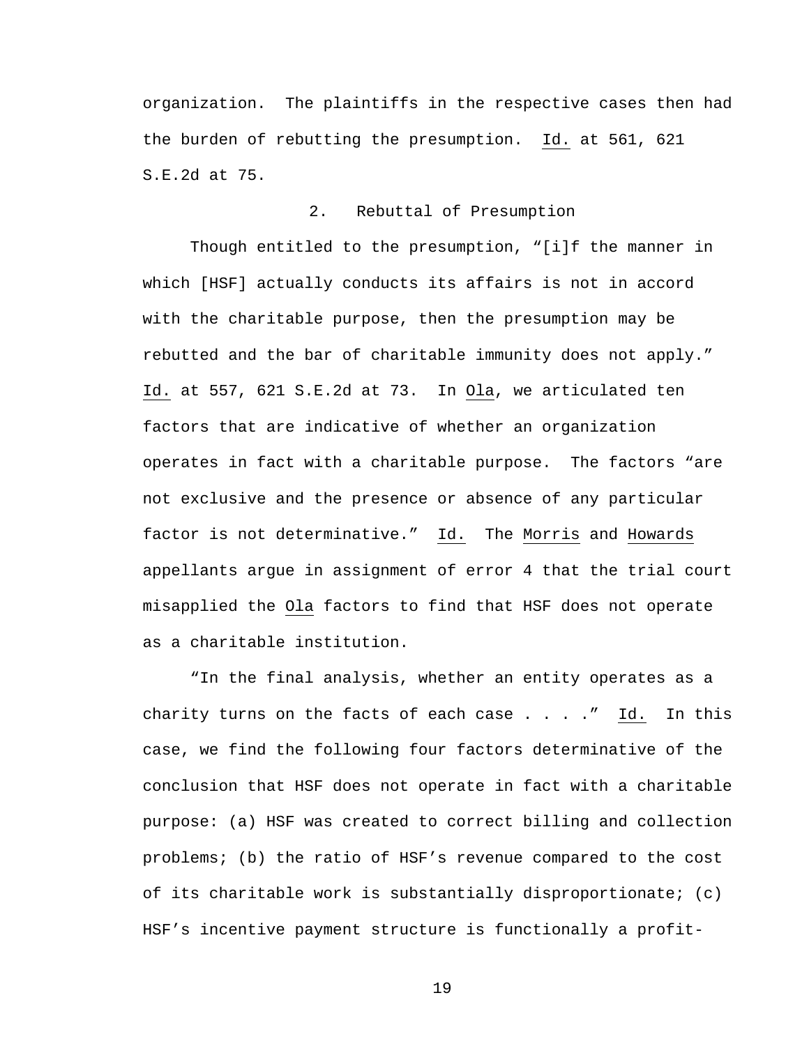organization. The plaintiffs in the respective cases then had the burden of rebutting the presumption. Id. at 561, 621 S.E.2d at 75.

### 2. Rebuttal of Presumption

Though entitled to the presumption, "[i]f the manner in which [HSF] actually conducts its affairs is not in accord with the charitable purpose, then the presumption may be rebutted and the bar of charitable immunity does not apply." Id. at 557, 621 S.E.2d at 73. In Ola, we articulated ten factors that are indicative of whether an organization operates in fact with a charitable purpose. The factors "are not exclusive and the presence or absence of any particular factor is not determinative." Id. The Morris and Howards appellants argue in assignment of error 4 that the trial court misapplied the Ola factors to find that HSF does not operate as a charitable institution.

"In the final analysis, whether an entity operates as a charity turns on the facts of each case . . . ." Id. In this case, we find the following four factors determinative of the conclusion that HSF does not operate in fact with a charitable purpose: (a) HSF was created to correct billing and collection problems; (b) the ratio of HSF's revenue compared to the cost of its charitable work is substantially disproportionate; (c) HSF's incentive payment structure is functionally a profit-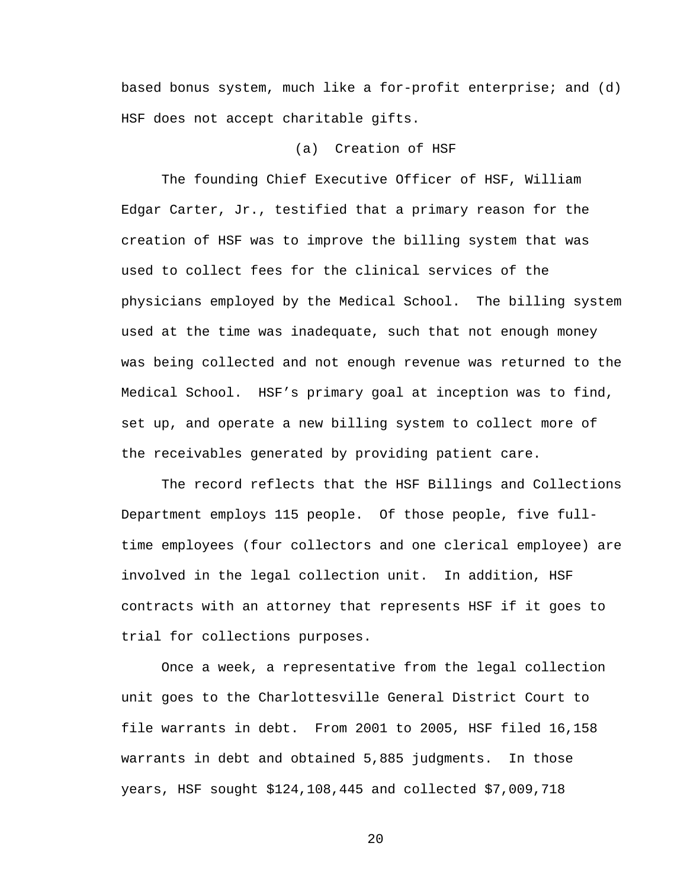based bonus system, much like a for-profit enterprise; and (d) HSF does not accept charitable gifts.

### (a) Creation of HSF

The founding Chief Executive Officer of HSF, William Edgar Carter, Jr., testified that a primary reason for the creation of HSF was to improve the billing system that was used to collect fees for the clinical services of the physicians employed by the Medical School. The billing system used at the time was inadequate, such that not enough money was being collected and not enough revenue was returned to the Medical School. HSF's primary goal at inception was to find, set up, and operate a new billing system to collect more of the receivables generated by providing patient care.

The record reflects that the HSF Billings and Collections Department employs 115 people. Of those people, five full-time employees (four collectors and one clerical employee) are involved in the legal collection unit. In addition, HSF contracts with an attorney that represents HSF if it goes to trial for collections purposes.

Once a week, a representative from the legal collection unit goes to the Charlottesville General District Court to file warrants in debt. From 2001 to 2005, HSF filed 16,158 warrants in debt and obtained 5,885 judgments. In those years, HSF sought $124,108,445 and collected $7,009,718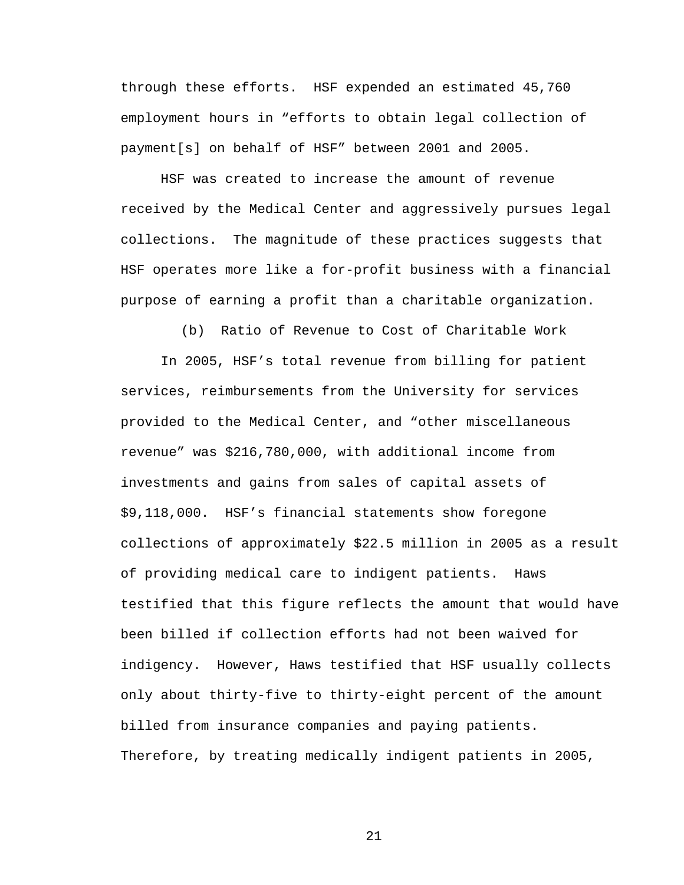through these efforts. HSF expended an estimated 45,760 employment hours in “efforts to obtain legal collection of payment[s] on behalf of HSF” between 2001 and 2005.

HSF was created to increase the amount of revenue received by the Medical Center and aggressively pursues legal collections. The magnitude of these practices suggests that HSF operates more like a for-profit business with a financial purpose of earning a profit than a charitable organization.

(b) Ratio of Revenue to Cost of Charitable Work

In 2005, HSF’s total revenue from billing for patient services, reimbursements from the University for services provided to the Medical Center, and “other miscellaneous revenue” was $216,780,000, with additional income from investments and gains from sales of capital assets of $9,118,000. HSF’s financial statements show foregone collections of approximately $22.5 million in 2005 as a result of providing medical care to indigent patients. Haws testified that this figure reflects the amount that would have been billed if collection efforts had not been waived for indigency. However, Haws testified that HSF usually collects only about thirty-five to thirty-eight percent of the amount billed from insurance companies and paying patients. Therefore, by treating medically indigent patients in 2005,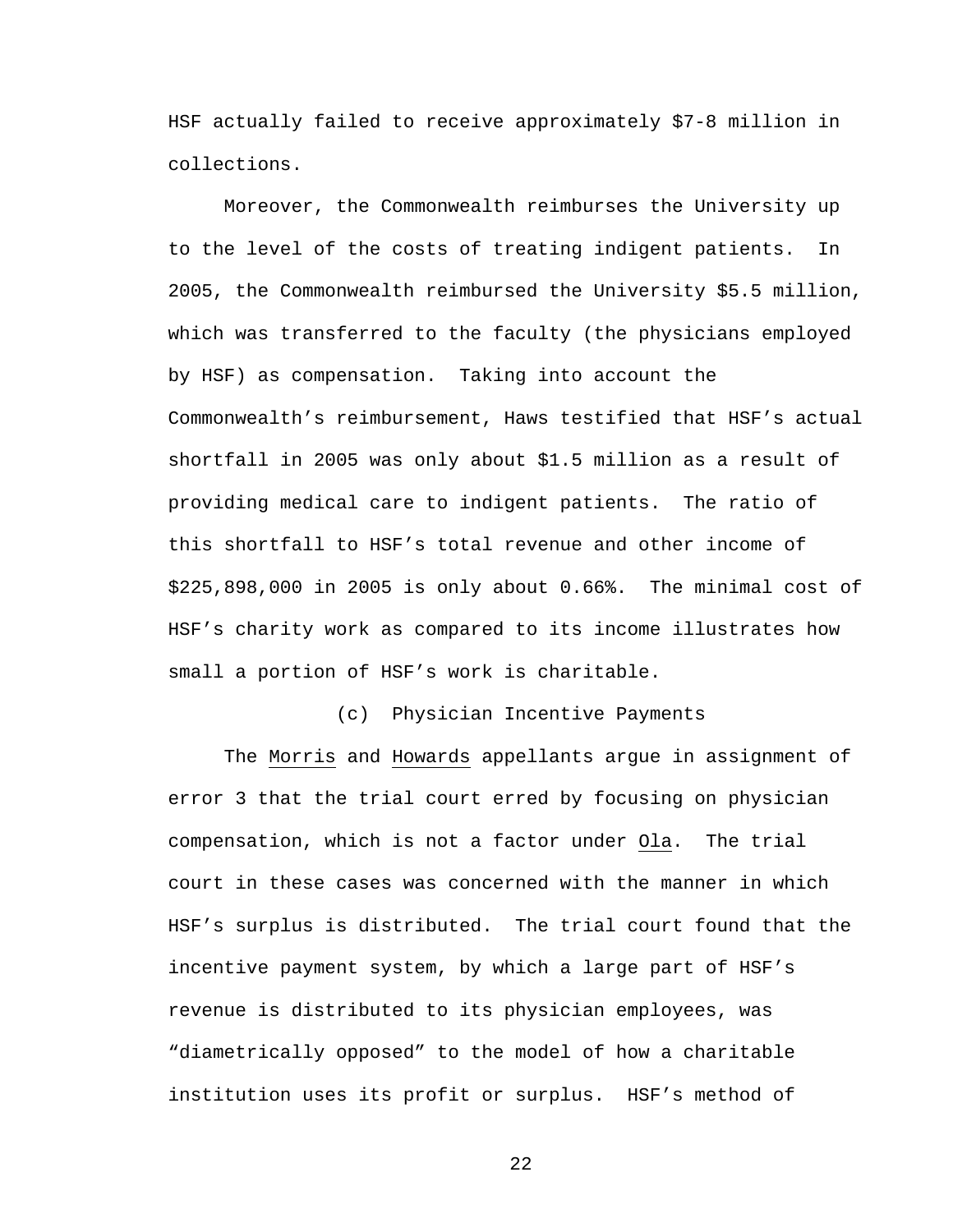HSF actually failed to receive approximately $7-8 million in collections.

Moreover, the Commonwealth reimburses the University up to the level of the costs of treating indigent patients. In 2005, the Commonwealth reimbursed the University $5.5 million, which was transferred to the faculty (the physicians employed by HSF) as compensation. Taking into account the Commonwealth's reimbursement, Haws testified that HSF's actual shortfall in 2005 was only about $1.5 million as a result of providing medical care to indigent patients. The ratio of this shortfall to HSF's total revenue and other income of $225,898,000 in 2005 is only about 0.66%. The minimal cost of HSF's charity work as compared to its income illustrates how small a portion of HSF's work is charitable.

(c) Physician Incentive Payments

The Morris and Howards appellants argue in assignment of error 3 that the trial court erred by focusing on physician compensation, which is not a factor under Ola. The trial court in these cases was concerned with the manner in which HSF's surplus is distributed. The trial court found that the incentive payment system, by which a large part of HSF's revenue is distributed to its physician employees, was "diametrically opposed" to the model of how a charitable institution uses its profit or surplus. HSF's method of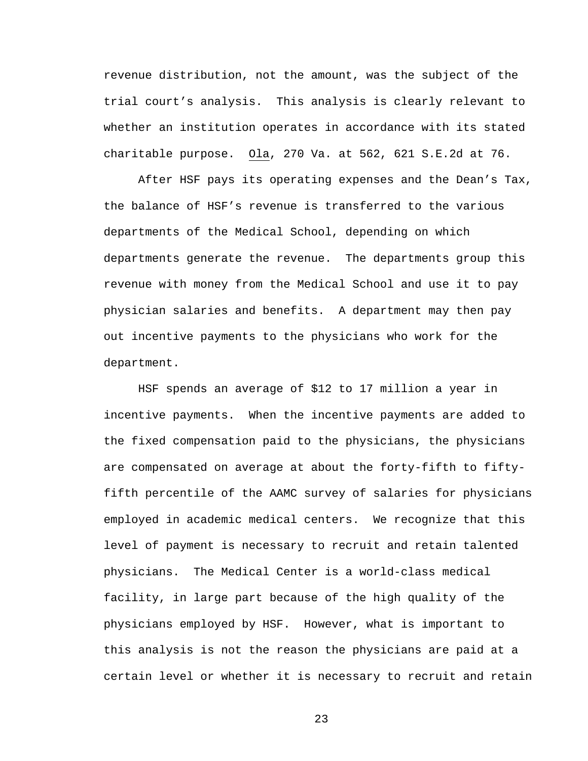revenue distribution, not the amount, was the subject of the trial court's analysis. This analysis is clearly relevant to whether an institution operates in accordance with its stated charitable purpose. Ola, 270 Va. at 562, 621 S.E.2d at 76.

After HSF pays its operating expenses and the Dean's Tax, the balance of HSF's revenue is transferred to the various departments of the Medical School, depending on which departments generate the revenue. The departments group this revenue with money from the Medical School and use it to pay physician salaries and benefits. A department may then pay out incentive payments to the physicians who work for the department.

HSF spends an average of $12 to 17 million a year in incentive payments. When the incentive payments are added to the fixed compensation paid to the physicians, the physicians are compensated on average at about the forty-fifth to fifty-fifth percentile of the AAMC survey of salaries for physicians employed in academic medical centers. We recognize that this level of payment is necessary to recruit and retain talented physicians. The Medical Center is a world-class medical facility, in large part because of the high quality of the physicians employed by HSF. However, what is important to this analysis is not the reason the physicians are paid at a certain level or whether it is necessary to recruit and retain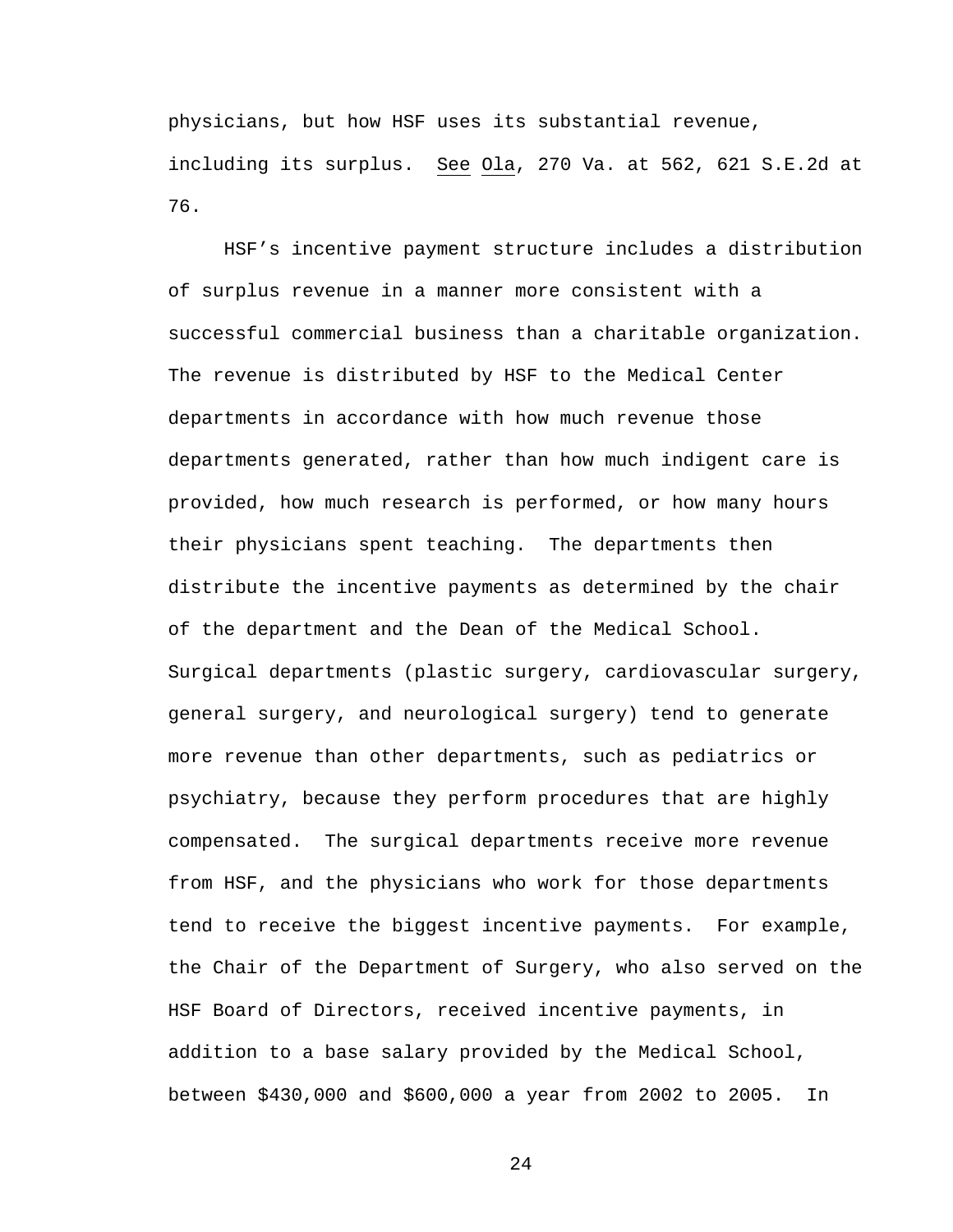physicians, but how HSF uses its substantial revenue, including its surplus. See Ola, 270 Va. at 562, 621 S.E.2d at 76.

HSF's incentive payment structure includes a distribution of surplus revenue in a manner more consistent with a successful commercial business than a charitable organization. The revenue is distributed by HSF to the Medical Center departments in accordance with how much revenue those departments generated, rather than how much indigent care is provided, how much research is performed, or how many hours their physicians spent teaching. The departments then distribute the incentive payments as determined by the chair of the department and the Dean of the Medical School. Surgical departments (plastic surgery, cardiovascular surgery, general surgery, and neurological surgery) tend to generate more revenue than other departments, such as pediatrics or psychiatry, because they perform procedures that are highly compensated. The surgical departments receive more revenue from HSF, and the physicians who work for those departments tend to receive the biggest incentive payments. For example, the Chair of the Department of Surgery, who also served on the HSF Board of Directors, received incentive payments, in addition to a base salary provided by the Medical School, between $430,000 and $600,000 a year from 2002 to 2005. In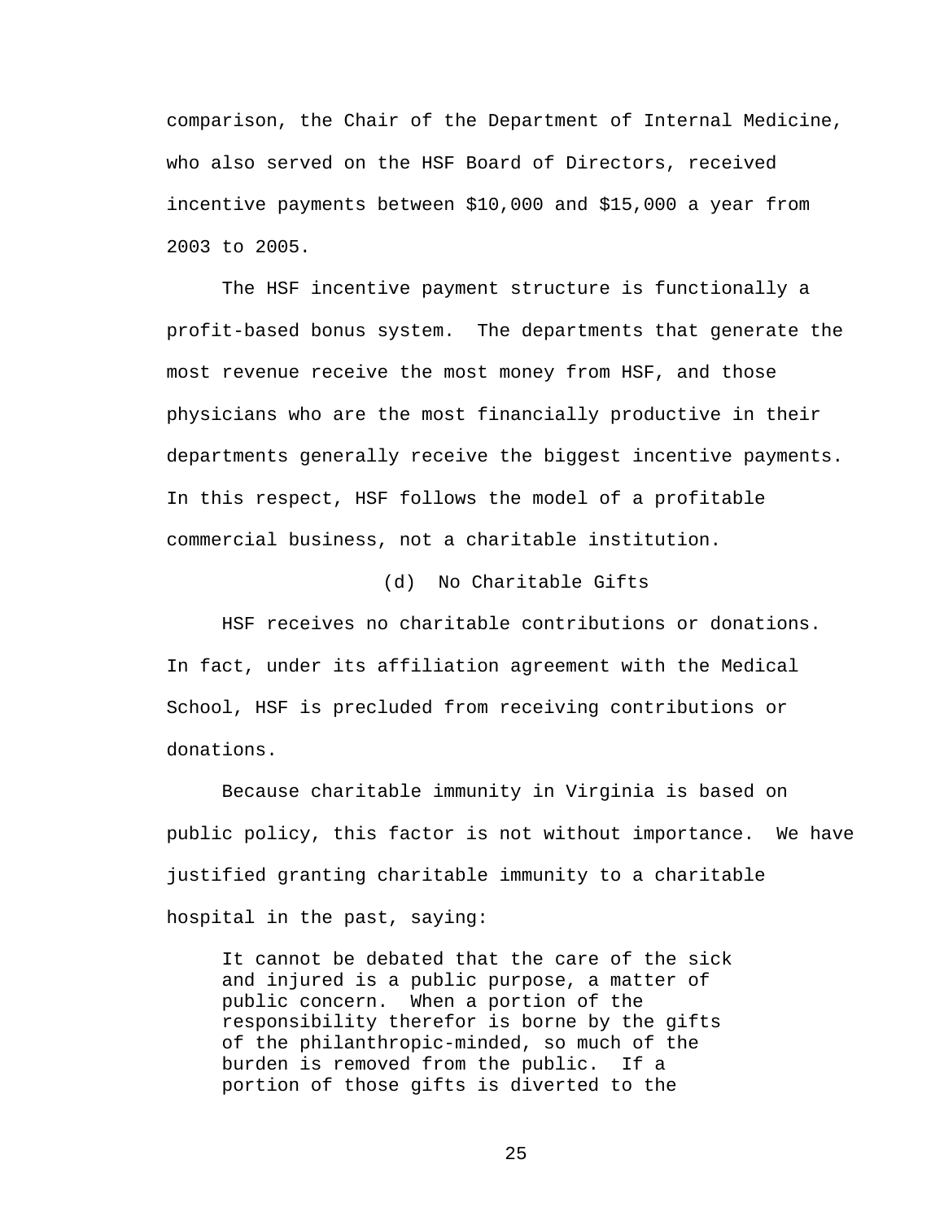comparison, the Chair of the Department of Internal Medicine, who also served on the HSF Board of Directors, received incentive payments between $10,000 and $15,000 a year from 2003 to 2005.

The HSF incentive payment structure is functionally a profit-based bonus system. The departments that generate the most revenue receive the most money from HSF, and those physicians who are the most financially productive in their departments generally receive the biggest incentive payments. In this respect, HSF follows the model of a profitable commercial business, not a charitable institution.

(d) No Charitable Gifts

HSF receives no charitable contributions or donations. In fact, under its affiliation agreement with the Medical School, HSF is precluded from receiving contributions or donations.

Because charitable immunity in Virginia is based on public policy, this factor is not without importance. We have justified granting charitable immunity to a charitable hospital in the past, saying:

> It cannot be debated that the care of the sick and injured is a public purpose, a matter of public concern. When a portion of the responsibility therefor is borne by the gifts of the philanthropic-minded, so much of the burden is removed from the public. If a portion of those gifts is diverted to the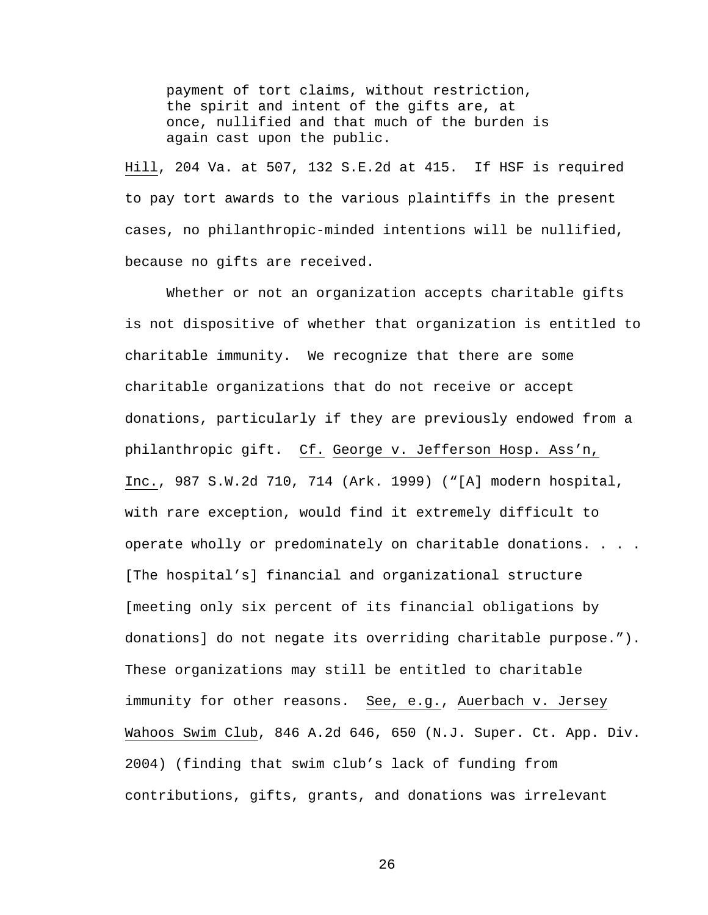> payment of tort claims, without restriction, the spirit and intent of the gifts are, at once, nullified and that much of the burden is again cast upon the public.

Hill, 204 Va. at 507, 132 S.E.2d at 415. If HSF is required to pay tort awards to the various plaintiffs in the present cases, no philanthropic-minded intentions will be nullified, because no gifts are received.

Whether or not an organization accepts charitable gifts is not dispositive of whether that organization is entitled to charitable immunity. We recognize that there are some charitable organizations that do not receive or accept donations, particularly if they are previously endowed from a philanthropic gift. Cf. George v. Jefferson Hosp. Ass'n, Inc., 987 S.W.2d 710, 714 (Ark. 1999) ("[A] modern hospital, with rare exception, would find it extremely difficult to operate wholly or predominately on charitable donations. . . . [The hospital's] financial and organizational structure [meeting only six percent of its financial obligations by donations] do not negate its overriding charitable purpose."). These organizations may still be entitled to charitable immunity for other reasons. See, e.g., Auerbach v. Jersey Wahoos Swim Club, 846 A.2d 646, 650 (N.J. Super. Ct. App. Div. 2004) (finding that swim club's lack of funding from contributions, gifts, grants, and donations was irrelevant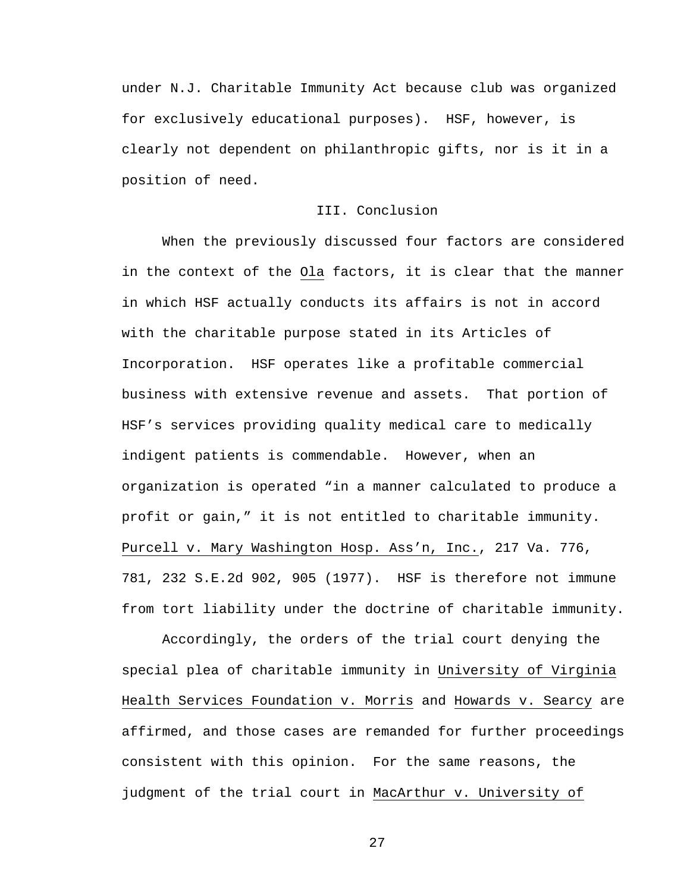under N.J. Charitable Immunity Act because club was organized for exclusively educational purposes). HSF, however, is clearly not dependent on philanthropic gifts, nor is it in a position of need.

## III. Conclusion

When the previously discussed four factors are considered in the context of the Ola factors, it is clear that the manner in which HSF actually conducts its affairs is not in accord with the charitable purpose stated in its Articles of Incorporation. HSF operates like a profitable commercial business with extensive revenue and assets. That portion of HSF's services providing quality medical care to medically indigent patients is commendable. However, when an organization is operated "in a manner calculated to produce a profit or gain," it is not entitled to charitable immunity. Purcell v. Mary Washington Hosp. Ass'n, Inc., 217 Va. 776, 781, 232 S.E.2d 902, 905 (1977). HSF is therefore not immune from tort liability under the doctrine of charitable immunity.

Accordingly, the orders of the trial court denying the special plea of charitable immunity in University of Virginia Health Services Foundation v. Morris and Howards v. Searcy are affirmed, and those cases are remanded for further proceedings consistent with this opinion. For the same reasons, the judgment of the trial court in MacArthur v. University of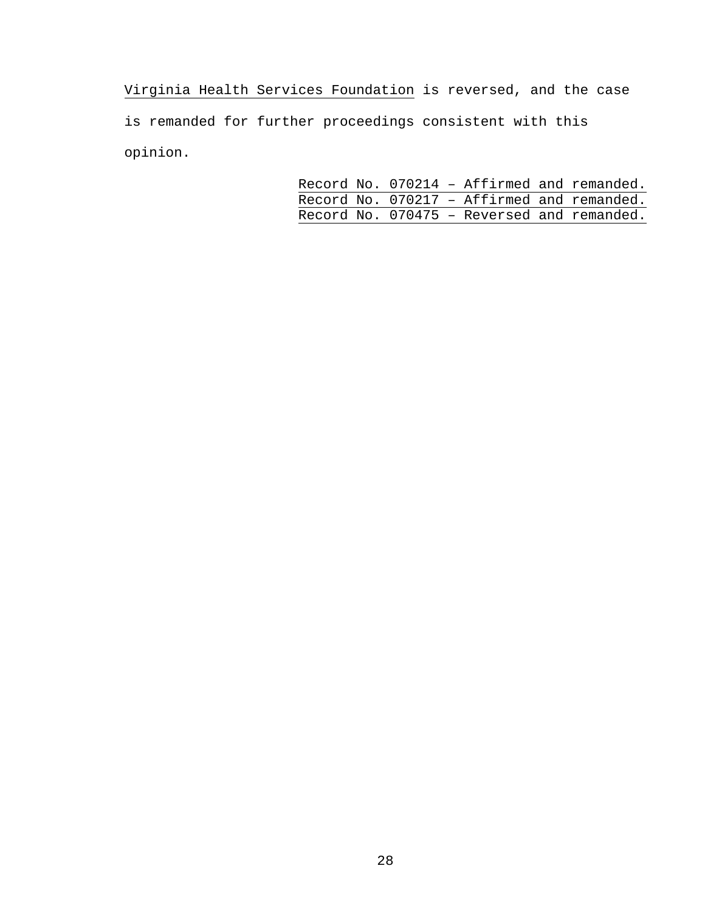Virginia Health Services Foundation is reversed, and the case is remanded for further proceedings consistent with this opinion.

Record No. 070214 – Affirmed and remanded.
Record No. 070217 – Affirmed and remanded.
Record No. 070475 – Reversed and remanded.